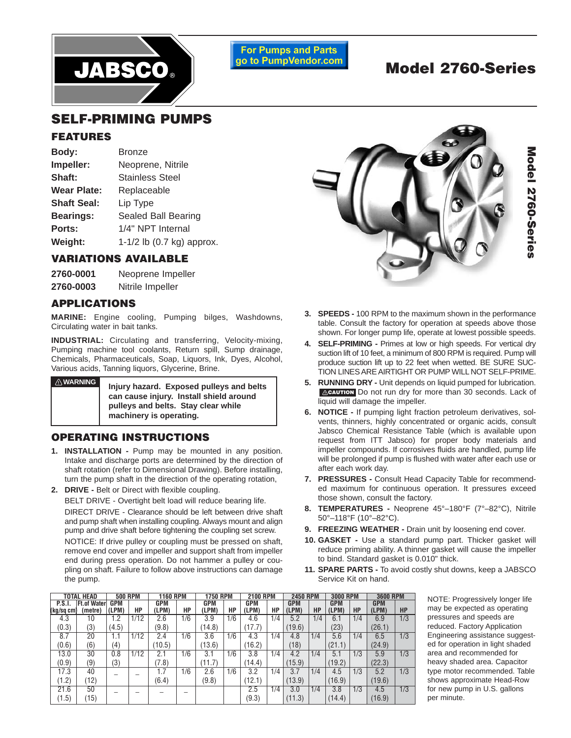JABSCO®

For Pumps and Parts go to PumpVendor.com

# Model 2760-Series

## SELF-PRIMING PUMPS

### FEATURES

| | |
|---|---|
| **Body:** | Bronze |
| **Impeller:** | Neoprene, Nitrile |
| **Shaft:** | Stainless Steel |
| **Wear Plate:** | Replaceable |
| **Shaft Seal:** | Lip Type |
| **Bearings:** | Sealed Ball Bearing |
| **Ports:** | 1/4" NPT Internal |
| **Weight:** | 1-1/2 lb (0.7 kg) approx. |

### VARIATIONS AVAILABLE

| | |
|---|---|
| **2760-0001** | Neoprene Impeller |
| **2760-0003** | Nitrile Impeller |

### APPLICATIONS

**MARINE:** Engine cooling, Pumping bilges, Washdowns, Circulating water in bait tanks.

**INDUSTRIAL:** Circulating and transferring, Velocity-mixing, Pumping machine tool coolants, Return spill, Sump drainage, Chemicals, Pharmaceuticals, Soap, Liquors, Ink, Dyes, Alcohol, Various acids, Tanning liquors, Glycerine, Brine.

| ⚠WARNING | **Injury hazard. Exposed pulleys and belts can cause injury. Install shield around pulleys and belts. Stay clear while machinery is operating.** |
|---|---|

### OPERATING INSTRUCTIONS

1. **INSTALLATION -** Pump may be mounted in any position. Intake and discharge ports are determined by the direction of shaft rotation (refer to Dimensional Drawing). Before installing, turn the pump shaft in the direction of the operating rotation,
2. **DRIVE -** Belt or Direct with flexible coupling.

   BELT DRIVE - Overtight belt load will reduce bearing life.

   DIRECT DRIVE - Clearance should be left between drive shaft and pump shaft when installing coupling. Always mount and align pump and drive shaft before tightening the coupling set screw.

   NOTICE: If drive pulley or coupling must be pressed on shaft, remove end cover and impeller and support shaft from impeller end during press operation. Do not hammer a pulley or coupling on shaft. Failure to follow above instructions can damage the pump.
3. **SPEEDS -** 100 RPM to the maximum shown in the performance table. Consult the factory for operation at speeds above those shown. For longer pump life, operate at lowest possible speeds.
4. **SELF-PRIMING -** Primes at low or high speeds. For vertical dry suction lift of 10 feet, a minimum of 800 RPM is required. Pump will produce suction lift up to 22 feet when wetted. BE SURE SUCTION LINES ARE AIRTIGHT OR PUMP WILL NOT SELF-PRIME.
5. **RUNNING DRY -** Unit depends on liquid pumped for lubrication. ⚠CAUTION Do not run dry for more than 30 seconds. Lack of liquid will damage the impeller.
6. **NOTICE -** If pumping light fraction petroleum derivatives, solvents, thinners, highly concentrated or organic acids, consult Jabsco Chemical Resistance Table (which is available upon request from ITT Jabsco) for proper body materials and impeller compounds. If corrosives fluids are handled, pump life will be prolonged if pump is flushed with water after each use or after each work day.
7. **PRESSURES -** Consult Head Capacity Table for recommended maximum for continuous operation. It pressures exceed those shown, consult the factory.
8. **TEMPERATURES -** Neoprene 45°–180°F (7°–82°C), Nitrile 50°–118°F (10°–82°C).
9. **FREEZING WEATHER -** Drain unit by loosening end cover.
10. **GASKET -** Use a standard pump part. Thicker gasket will reduce priming ability. A thinner gasket will cause the impeller to bind. Standard gasket is 0.010" thick.
11. **SPARE PARTS -** To avoid costly shut downs, keep a JABSCO Service Kit on hand.

| TOTAL HEAD | | 500 RPM | | 1160 RPM | | 1750 RPM | | 2100 RPM | | 2450 RPM | | 3000 RPM | | 3600 RPM | |
|---|---|---|---|---|---|---|---|---|---|---|---|---|---|---|---|
| P.S.I. (kg/sq cm) | Ft. of Water (metre) | GPM (LPM) | HP | GPM (LPM) | HP | GPM (LPM) | HP | GPM (LPM) | HP | GPM (LPM) | HP | GPM (LPM) | HP | GPM (LPM) | HP |
| 4.3 (0.3) | 10 (3) | 1.2 (4.5) | 1/12 | 2.6 (9.8) | 1/6 | 3.9 (14.8) | 1/6 | 4.6 (17.7) | 1/4 | 5.2 (19.6) | 1/4 | 6.1 (23) | 1/4 | 6.9 (26.1) | 1/3 |
| 8.7 (0.6) | 20 (6) | 1.1 (4) | 1/12 | 2.4 (10.5) | 1/6 | 3.6 (13.6) | 1/6 | 4.3 (16.2) | 1/4 | 4.8 (18) | 1/4 | 5.6 (21.1) | 1/4 | 6.5 (24.9) | 1/3 |
| 13.0 (0.9) | 30 (9) | 0.8 (3) | 1/12 | 2.1 (7.8) | 1/6 | 3.1 (11.7) | 1/6 | 3.8 (14.4) | 1/4 | 4.2 (15.9) | 1/4 | 5.1 (19.2) | 1/3 | 5.9 (22.3) | 1/3 |
| 17.3 (1.2) | 40 (12) | – | – | 1.7 (6.4) | 1/6 | 2.6 (9.8) | 1/6 | 3.2 (12.1) | 1/4 | 3.7 (13.9) | 1/4 | 4.5 (16.9) | 1/3 | 5.2 (19.6) | 1/3 |
| 21.6 (1.5) | 50 (15) | – | – | – | – | | | 2.5 (9.3) | 1/4 | 3.0 (11.3) | 1/3 | 3.8 (14.4) | 1/3 | 4.5 (16.9) | 1/3 |

NOTE: Progressively longer life may be expected as operating pressures and speeds are reduced. Factory Application Engineering assistance suggested for operation in light shaded area and recommended for heavy shaded area. Capacitor type motor recommended. Table shows approximate Head-Row for new pump in U.S. gallons per minute.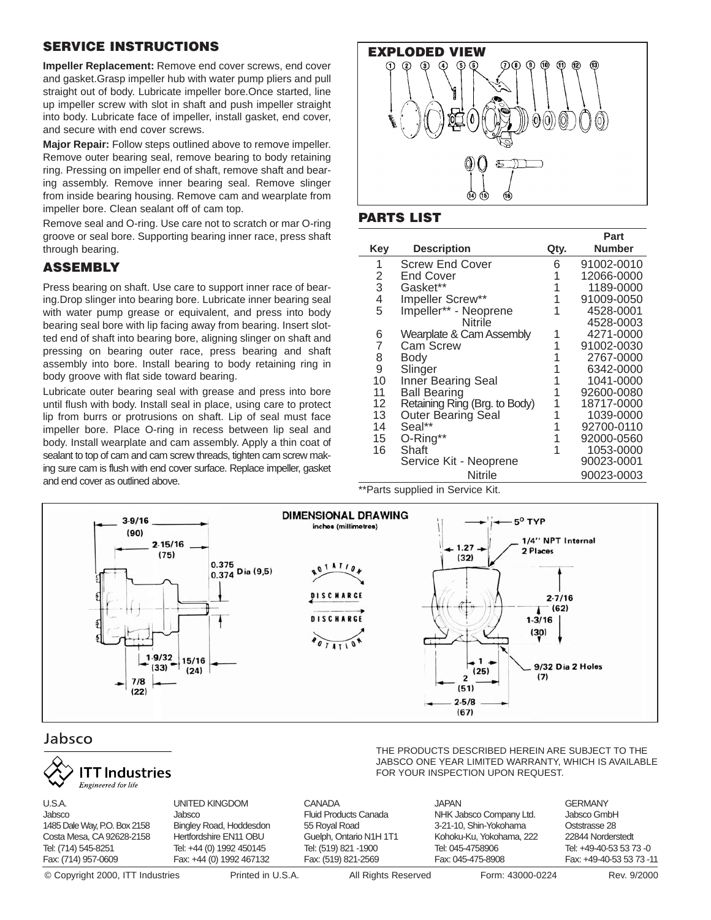## SERVICE INSTRUCTIONS

**Impeller Replacement:** Remove end cover screws, end cover and gasket.Grasp impeller hub with water pump pliers and pull straight out of body. Lubricate impeller bore.Once started, line up impeller screw with slot in shaft and push impeller straight into body. Lubricate face of impeller, install gasket, end cover, and secure with end cover screws.

**Major Repair:** Follow steps outlined above to remove impeller. Remove outer bearing seal, remove bearing to body retaining ring. Pressing on impeller end of shaft, remove shaft and bearing assembly. Remove inner bearing seal. Remove slinger from inside bearing housing. Remove cam and wearplate from impeller bore. Clean sealant off of cam top.

Remove seal and O-ring. Use care not to scratch or mar O-ring groove or seal bore. Supporting bearing inner race, press shaft through bearing.

## ASSEMBLY

Press bearing on shaft. Use care to support inner race of bearing.Drop slinger into bearing bore. Lubricate inner bearing seal with water pump grease or equivalent, and press into body bearing seal bore with lip facing away from bearing. Insert slotted end of shaft into bearing bore, aligning slinger on shaft and pressing on bearing outer race, press bearing and shaft assembly into bore. Install bearing to body retaining ring in body groove with flat side toward bearing.

Lubricate outer bearing seal with grease and press into bore until flush with body. Install seal in place, using care to protect lip from burrs or protrusions on shaft. Lip of seal must face impeller bore. Place O-ring in recess between lip seal and body. Install wearplate and cam assembly. Apply a thin coat of sealant to top of cam and cam screw threads, tighten cam screw making sure cam is flush with end cover surface. Replace impeller, gasket and end cover as outlined above.

## EXPLODED VIEW

1 2 3 4 5 6 7 8 9 10 11 12 13

14 15 16

## PARTS LIST

| Key | Description | Qty. | Part Number |
|---|---|---|---|
| 1 | Screw End Cover | 6 | 91002-0010 |
| 2 | End Cover | 1 | 12066-0000 |
| 3 | Gasket** | 1 | 1189-0000 |
| 4 | Impeller Screw** | 1 | 91009-0050 |
| 5 | Impeller** - Neoprene | 1 | 4528-0001 |
| | Nitrile | | 4528-0003 |
| 6 | Wearplate & Cam Assembly | 1 | 4271-0000 |
| 7 | Cam Screw | 1 | 91002-0030 |
| 8 | Body | 1 | 2767-0000 |
| 9 | Slinger | 1 | 6342-0000 |
| 10 | Inner Bearing Seal | 1 | 1041-0000 |
| 11 | Ball Bearing | 1 | 92600-0080 |
| 12 | Retaining Ring (Brg. to Body) | 1 | 18717-0000 |
| 13 | Outer Bearing Seal | 1 | 1039-0000 |
| 14 | Seal** | 1 | 92700-0110 |
| 15 | O-Ring** | 1 | 92000-0560 |
| 16 | Shaft | 1 | 1053-0000 |
| | Service Kit - Neoprene | | 90023-0001 |
| | Nitrile | | 90023-0003 |

**Parts supplied in Service Kit.

## DIMENSIONAL DRAWING

inches (millimetres)

3-9/16 (90)
2-15/16 (75)
0.375 / 0.374 Dia (9,5)
1-9/32 (33)
15/16 (24)
7/8 (22)
ROTATION
DISCHARGE
DISCHARGE
ROTATION
5° TYP
1/4" NPT Internal 2 Places
1.27 (32)
2-7/16 (62)
1-3/16 (30)
1 (25)
9/32 Dia 2 Holes (7)
2 (51)
2-5/8 (67)

Jabsco

ITT Industries
Engineered for life

THE PRODUCTS DESCRIBED HEREIN ARE SUBJECT TO THE JABSCO ONE YEAR LIMITED WARRANTY, WHICH IS AVAILABLE FOR YOUR INSPECTION UPON REQUEST.

| U.S.A. | UNITED KINGDOM | CANADA | JAPAN | GERMANY |
|---|---|---|---|---|
| Jabsco | Jabsco | Fluid Products Canada | NHK Jabsco Company Ltd. | Jabsco GmbH |
| 1485 Dale Way, P.O. Box 2158 | Bingley Road, Hoddesdon | 55 Royal Road | 3-21-10, Shin-Yokohama | Oststrasse 28 |
| Costa Mesa, CA 92628-2158 | Hertfordshire EN11 OBU | Guelph, Ontario N1H 1T1 | Kohoku-Ku, Yokohama, 222 | 22844 Norderstedt |
| Tel: (714) 545-8251 | Tel: +44 (0) 1992 450145 | Tel: (519) 821 -1900 | Tel: 045-4758906 | Tel: +49-40-53 53 73 -0 |
| Fax: (714) 957-0609 | Fax: +44 (0) 1992 467132 | Fax: (519) 821-2569 | Fax: 045-475-8908 | Fax: +49-40-53 53 73 -11 |

© Copyright 2000, ITT Industries   Printed in U.S.A.   All Rights Reserved   Form: 43000-0224   Rev. 9/2000